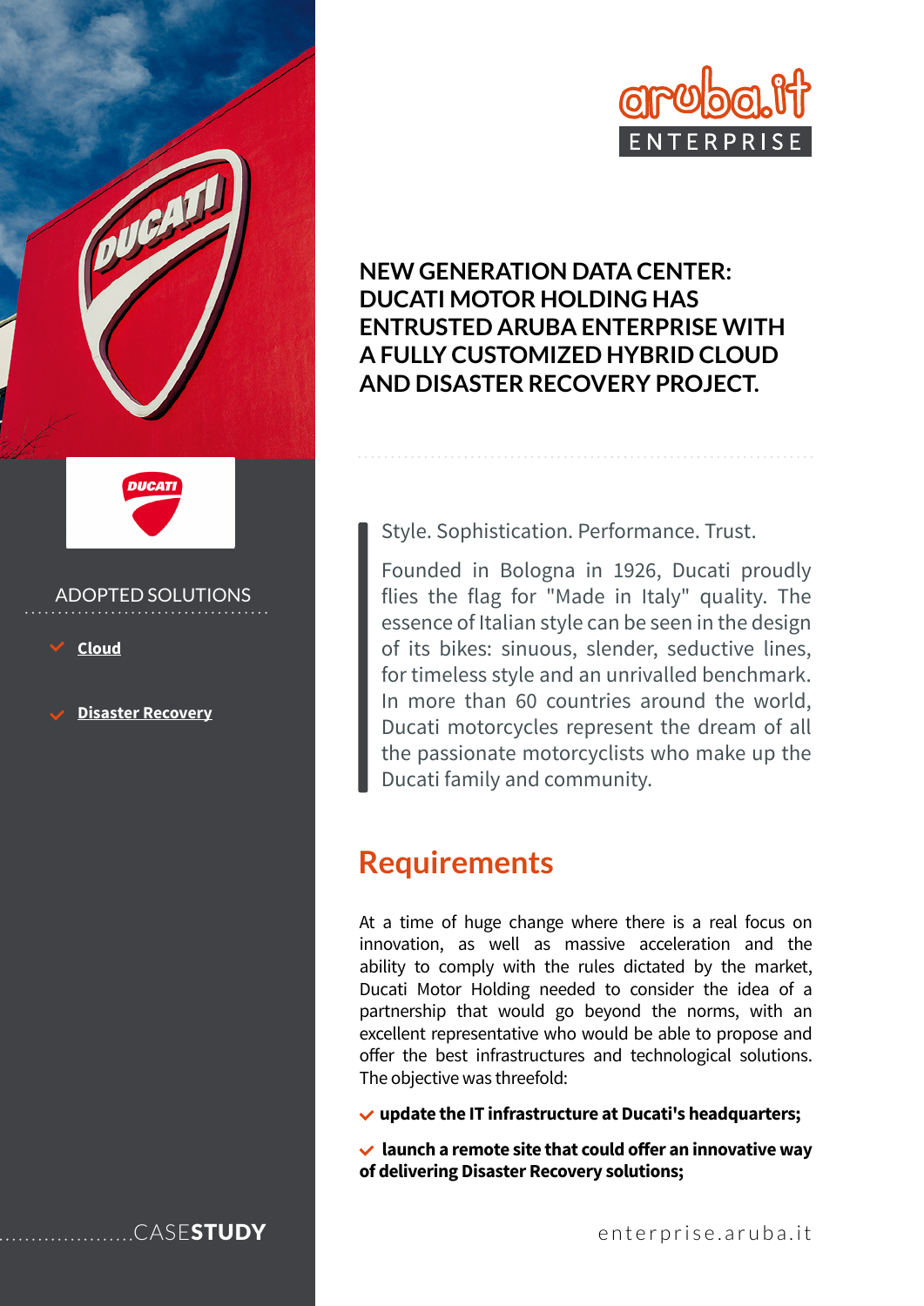# NEW GENERATION DATA CENTER: DUCATI MOTOR HOLDING HAS ENTRUSTED ARUBA ENTERPRISE WITH A FULLY CUSTOMIZED HYBRID CLOUD AND DISASTER RECOVERY PROJECT.

ADOPTED SOLUTIONS

- Cloud
- Disaster Recovery

CASE**STUDY**

Style. Sophistication. Performance. Trust.

Founded in Bologna in 1926, Ducati proudly flies the flag for "Made in Italy" quality. The essence of Italian style can be seen in the design of its bikes: sinuous, slender, seductive lines, for timeless style and an unrivalled benchmark. In more than 60 countries around the world, Ducati motorcycles represent the dream of all the passionate motorcyclists who make up the Ducati family and community.

## Requirements

At a time of huge change where there is a real focus on innovation, as well as massive acceleration and the ability to comply with the rules dictated by the market, Ducati Motor Holding needed to consider the idea of a partnership that would go beyond the norms, with an excellent representative who would be able to propose and offer the best infrastructures and technological solutions. The objective was threefold:

- **update the IT infrastructure at Ducati's headquarters;**
- **launch a remote site that could offer an innovative way of delivering Disaster Recovery solutions;**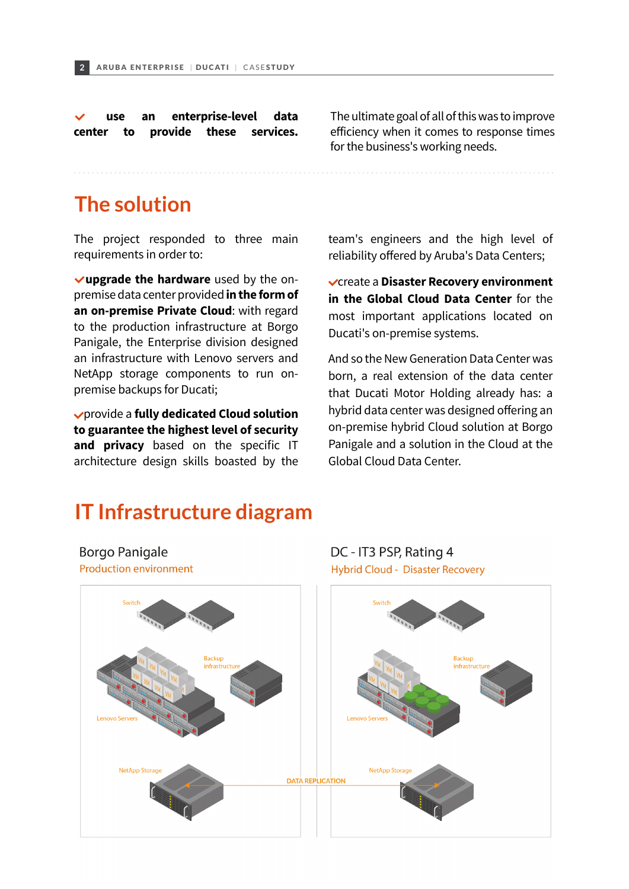- ✔ use an enterprise-level data center to provide these services.

The ultimate goal of all of this was to improve efficiency when it comes to response times for the business's working needs.

## The solution

The project responded to three main requirements in order to:

- ✔ **upgrade the hardware** used by the on-premise data center provided **in the form of an on-premise Private Cloud**: with regard to the production infrastructure at Borgo Panigale, the Enterprise division designed an infrastructure with Lenovo servers and NetApp storage components to run on-premise backups for Ducati;
- ✔ provide a **fully dedicated Cloud solution to guarantee the highest level of security and privacy** based on the specific IT architecture design skills boasted by the team's engineers and the high level of reliability offered by Aruba's Data Centers;
- ✔ create a **Disaster Recovery environment in the Global Cloud Data Center** for the most important applications located on Ducati's on-premise systems.

And so the New Generation Data Center was born, a real extension of the data center that Ducati Motor Holding already has: a hybrid data center was designed offering an on-premise hybrid Cloud solution at Borgo Panigale and a solution in the Cloud at the Global Cloud Data Center.

## IT Infrastructure diagram

Borgo Panigale
Production environment

Switch
Backup infrastructure
Lenovo Servers
NetApp Storage

DATA REPLICATION

DC - IT3 PSP, Rating 4
Hybrid Cloud - Disaster Recovery

Switch
Backup infrastructure
Lenovo Servers
NetApp Storage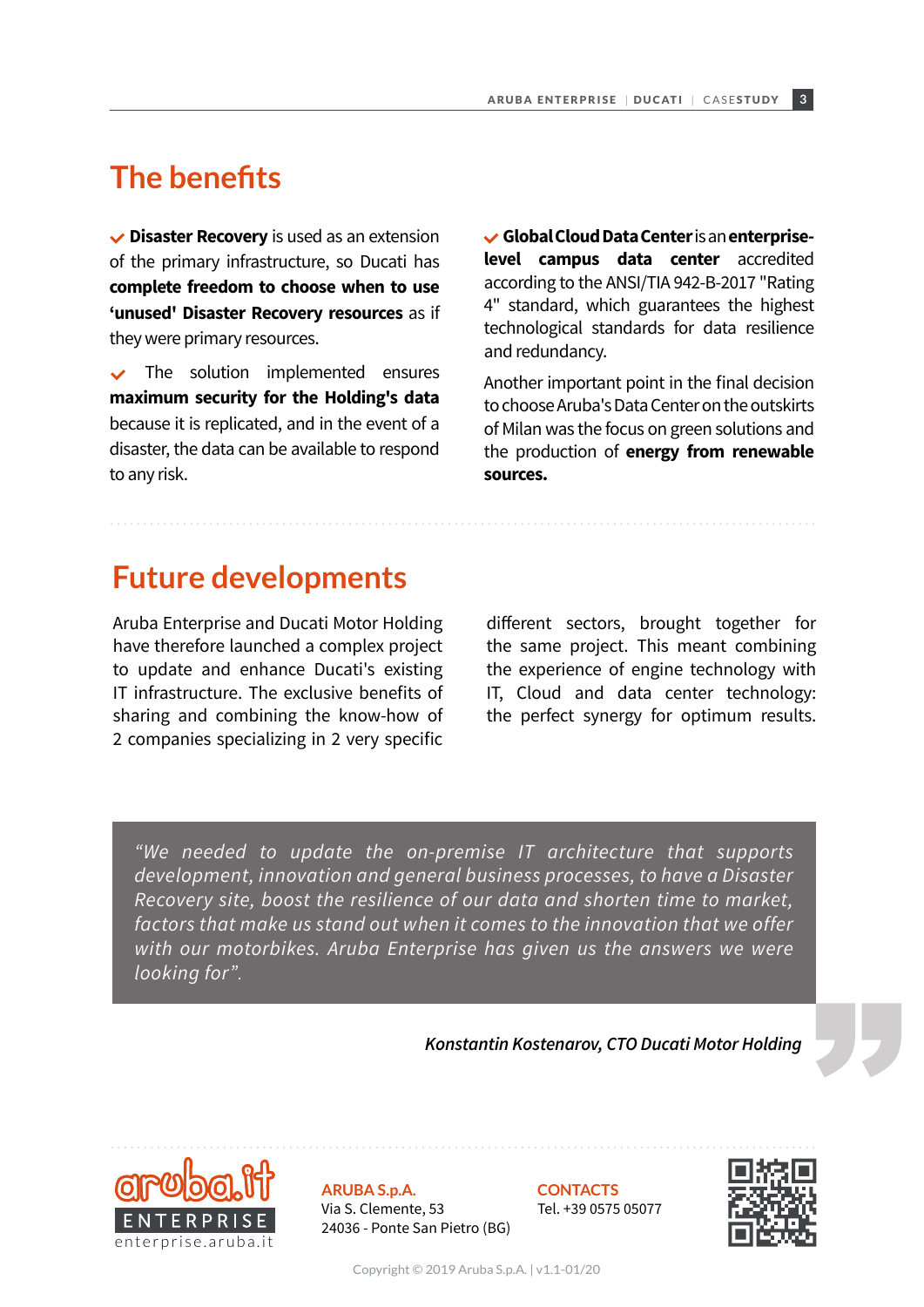## The benefits

- **Disaster Recovery** is used as an extension of the primary infrastructure, so Ducati has **complete freedom to choose when to use 'unused' Disaster Recovery resources** as if they were primary resources.

- The solution implemented ensures **maximum security for the Holding's data** because it is replicated, and in the event of a disaster, the data can be available to respond to any risk.

- **Global Cloud Data Center** is an **enterprise-level campus data center** accredited according to the ANSI/TIA 942-B-2017 "Rating 4" standard, which guarantees the highest technological standards for data resilience and redundancy.

Another important point in the final decision to choose Aruba's Data Center on the outskirts of Milan was the focus on green solutions and the production of **energy from renewable sources.**

## Future developments

Aruba Enterprise and Ducati Motor Holding have therefore launched a complex project to update and enhance Ducati's existing IT infrastructure. The exclusive benefits of sharing and combining the know-how of 2 companies specializing in 2 very specific different sectors, brought together for the same project. This meant combining the experience of engine technology with IT, Cloud and data center technology: the perfect synergy for optimum results.

> *"We needed to update the on-premise IT architecture that supports development, innovation and general business processes, to have a Disaster Recovery site, boost the resilience of our data and shorten time to market, factors that make us stand out when it comes to the innovation that we offer with our motorbikes. Aruba Enterprise has given us the answers we were looking for".*

***Konstantin Kostenarov, CTO Ducati Motor Holding***

aruba.it ENTERPRISE
enterprise.aruba.it

**ARUBA S.p.A.**
Via S. Clemente, 53
24036 - Ponte San Pietro (BG)

**CONTACTS**
Tel. +39 0575 05077

Copyright © 2019 Aruba S.p.A. | v1.1-01/20